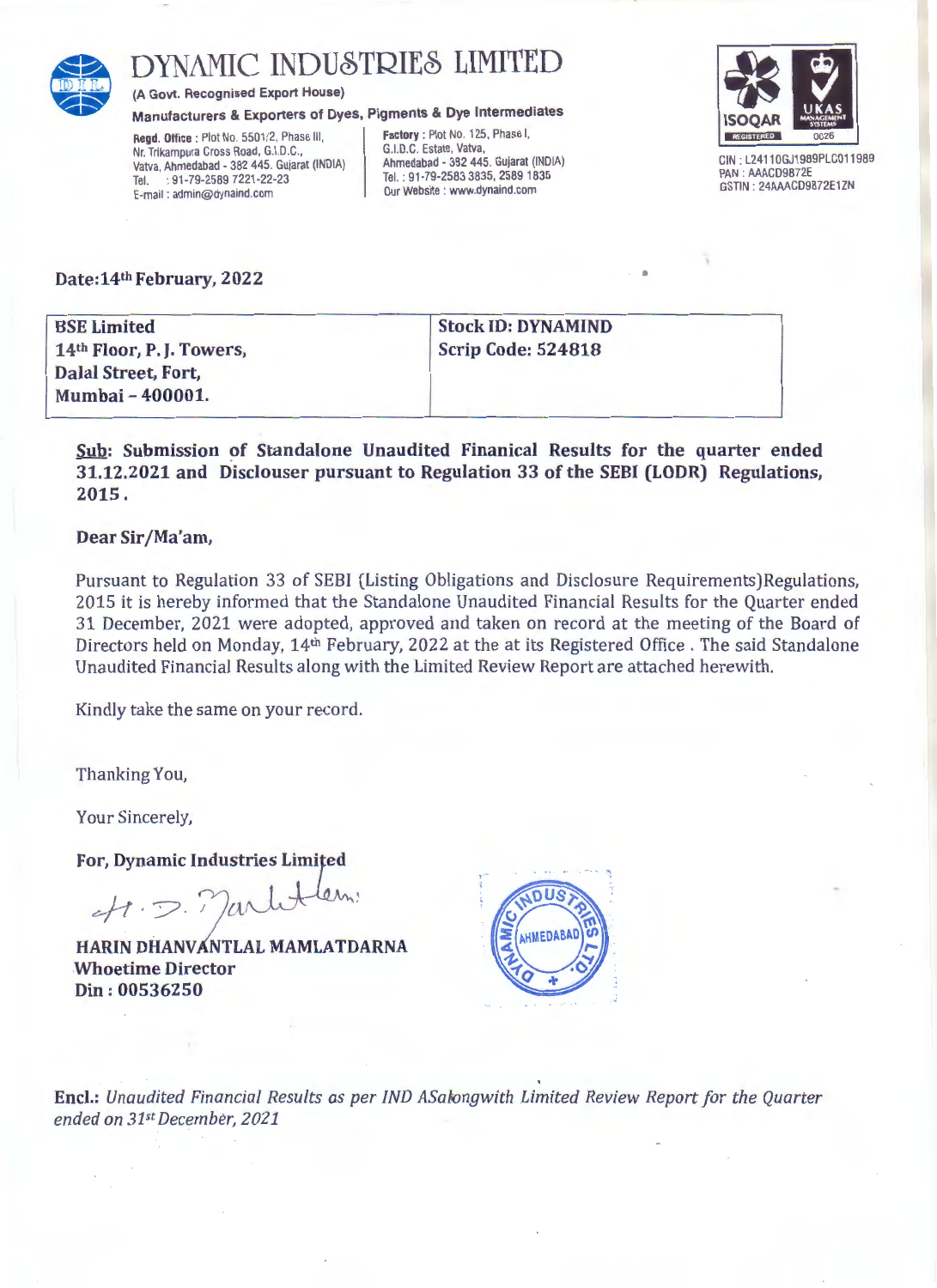# DYNAMIC INDUSTRIES LIMITED

(A Govt. Recognised Export House)

**Manufacturers & Exporters of Dyes, Pigments & Dye Intermediates**

**Regd. Office** : Plot No. 5501/2, Phase III, Nr. Trikampura Cross Road, G.I.D.C., Vatva, Ahmedabad - 382 445. Gujarat (INDIA) Tel. : 91-79-2589 7221-22-23 E-mail : admin@dynaind.com

**Factory** : Plot No. 125, Phase I, G.I.D.C. Estate, Vatva, Ahmedabad - 382 445. Gujarat (INDIA) Tel. : 91-79-2583 3835, 2589 1835 Our Website : www.dynaind.com

CIN : L24110GJ1989PLC011989
PAN : AACD9872E
GSTIN : 24AAACD9872E1ZN

**Date:14th February, 2022**

| BSE Limited<br>14th Floor, P. J. Towers,<br>Dalal Street, Fort,<br>Mumbai – 400001. | Stock ID: DYNAMIND<br>Scrip Code: 524818 |
|---|---|

**Sub: Submission of Standalone Unaudited Finanical Results for the quarter ended 31.12.2021 and Discl0user pursuant to Regulation 33 of the SEBI (LODR) Regulations, 2015.**

**Dear Sir/Ma'am,**

Pursuant to Regulation 33 of SEBI (Listing Obligations and Disclosure Requirements)Regulations, 2015 it is hereby informed that the Standalone Unaudited Financial Results for the Quarter ended 31 December, 2021 were adopted, approved and taken on record at the meeting of the Board of Directors held on Monday, 14th February, 2022 at the at its Registered Office . The said Standalone Unaudited Financial Results along with the Limited Review Report are attached herewith.

Kindly take the same on your record.

Thanking You,

Your Sincerely,

**For, Dynamic Industries Limited**

**HARIN DHANVANTLAL MAMLATDARNA**
**Whoetime Director**
**Din : 00536250**

**Encl.:** *Unaudited Financial Results as per IND ASalongwith Limited Review Report for the Quarter ended on 31st December, 2021*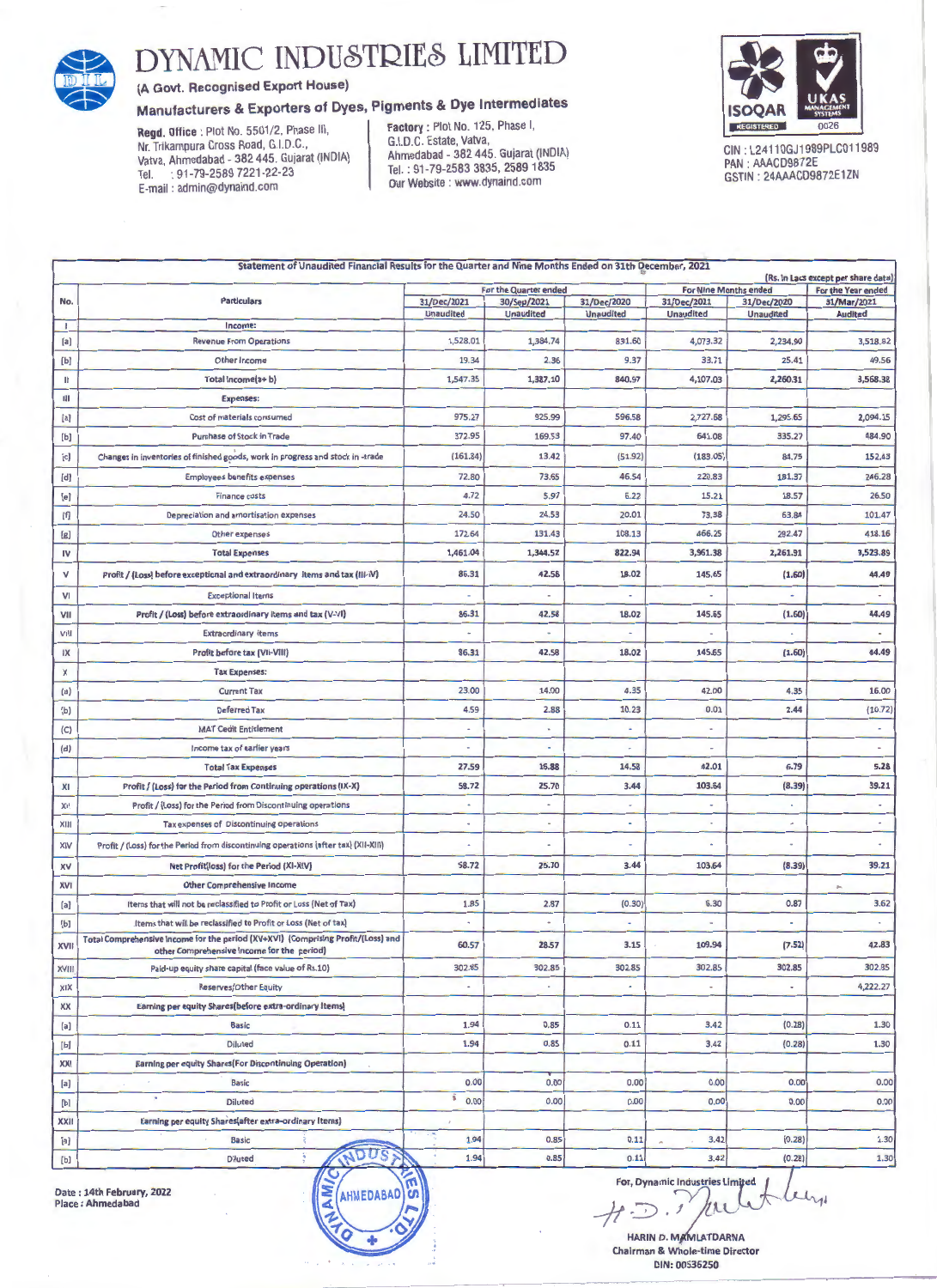# DYNAMIC INDUSTRIES LIMITED

(A Govt. Recognised Export House)

**Manufacturers & Exporters of Dyes, Pigments & Dye Intermediates**

**Regd. Office** : Plot No. 5501/2, Phase III, Nr. Trikampura Cross Road, G.I.D.C., Vatva, Ahmedabad - 382 445. Gujarat (INDIA) Tel. : 91-79-2589 7221-22-23 E-mail : admin@dynaind.com

**Factory** : Plot No. 125, Phase I, G.I.D.C. Estate, Vatva, Ahmedabad - 382 445. Gujarat (INDIA) Tel. : 91-79-2583 3835, 2589 1835 Our Website : www.dynaind.com

CIN : L24110GJ1989PLC011989
PAN : AAACD9872E
GSTIN : 24AAACD9872E1ZN

**Statement of Unaudited Financial Results for the Quarter and Nine Months Ended on 31th December, 2021**

(Rs. in Lacs except per share data)

| No. | Particulars | For the Quarter ended | | | For Nine Months ended | | For the Year ended |
|---|---|---|---|---|---|---|---|
| | | 31/Dec/2021 | 30/Sep/2021 | 31/Dec/2020 | 31/Dec/2021 | 31/Dec/2020 | 31/Mar/2021 |
| | | Unaudited | Unaudited | Unaudited | Unaudited | Unaudited | Audited |
| I | Income: | | | | | | |
| (a) | Revenue From Operations | 1,528.01 | 1,384.74 | 831.60 | 4,073.32 | 2,234.90 | 3,518.82 |
| (b) | Other Income | 19.34 | 2.36 | 9.37 | 33.71 | 25.41 | 49.56 |
| II | Total Income(a+ b) | 1,547.35 | 1,387.10 | 840.97 | 4,107.03 | 2,260.31 | 3,568.38 |
| III | Expenses: | | | | | | |
| (a) | Cost of materials consumed | 975.27 | 925.99 | 596.58 | 2,727.68 | 1,295.65 | 2,094.15 |
| (b) | Purchase of Stock in Trade | 372.95 | 169.53 | 97.40 | 641.08 | 335.27 | 484.90 |
| (c) | Changes in inventories of finished goods, work in progress and stock in -trade | (161.84) | 13.42 | (51.92) | (183.05) | 84.75 | 152.43 |
| (d) | Employees benefits expenses | 72.80 | 73.65 | 46.54 | 220.83 | 181.37 | 246.28 |
| (e) | Finance costs | 4.72 | 5.97 | 6.22 | 15.21 | 18.57 | 26.50 |
| (f) | Depreciation and amortisation expenses | 24.50 | 24.53 | 20.01 | 73.38 | 63.84 | 101.47 |
| (g) | Other expenses | 172.64 | 131.43 | 108.13 | 466.25 | 282.47 | 418.16 |
| IV | Total Expenses | 1,461.04 | 1,344.52 | 822.94 | 3,961.38 | 2,261.91 | 3,523.89 |
| V | Profit / (Loss) before exceptional and extraordinary items and tax (III-IV) | 86.31 | 42.58 | 18.02 | 145.65 | (1.60) | 44.49 |
| VI | Exceptional Items | - | - | - | - | - | - |
| VII | Profit / (Loss) before extraordinary items and tax (V-VI) | 86.31 | 42.58 | 18.02 | 145.65 | (1.60) | 44.49 |
| VIII | Extraordinary items | - | - | - | - | - | - |
| IX | Profit before tax (VII-VIII) | 86.31 | 42.58 | 18.02 | 145.65 | (1.60) | 44.49 |
| X | Tax Expenses: | | | | | | |
| (a) | Current Tax | 23.00 | 14.00 | 4.35 | 42.00 | 4.35 | 16.00 |
| (b) | Deferred Tax | 4.59 | 2.88 | 10.23 | 0.01 | 2.44 | (10.72) |
| (C) | MAT Cedit Entitlement | - | - | - | - | - | - |
| (d) | Income tax of earlier years | - | - | - | - | - | - |
| | Total Tax Expenses | 27.59 | 16.88 | 14.58 | 42.01 | 6.79 | 5.28 |
| XI | Profit / (Loss) for the Period from Continuing operations (IX-X) | 58.72 | 25.70 | 3.44 | 103.64 | (8.39) | 39.21 |
| XII | Profit / (Loss) for the Period from Discontinuing operations | - | - | - | - | - | - |
| XIII | Tax expenses of Discontinuing operations | - | - | - | - | - | - |
| XIV | Profit / (Loss) for the Period from discontinuing operations (after tax) (XII-XIII) | - | - | - | - | - | - |
| XV | Net Profit(loss) for the Period (XI-XIV) | 58.72 | 25.70 | 3.44 | 103.64 | (8.39) | 39.21 |
| XVI | Other Comprehensive Income | | | | | | |
| (a) | Items that will not be reclassified to Profit or Loss (Net of Tax) | 1.85 | 2.87 | (0.30) | 6.30 | 0.87 | 3.62 |
| (b) | Items that will be reclassified to Profit or Loss (Net of tax) | - | - | - | - | - | - |
| XVII | Total Comprehensive Income for the period (XV+XVI) (Comprising Profit/(Loss) and other Comprehensive Income for the period) | 60.57 | 28.57 | 3.15 | 109.94 | (7.52) | 42.83 |
| XVIII | Paid-up equity share capital (face value of Rs.10) | 302.85 | 302.85 | 302.85 | 302.85 | 302.85 | 302.85 |
| XIX | Reserves/Other Equity | - | - | - | - | - | 4,222.27 |
| XX | Earning per equity Shares(before extra-ordinary items) | | | | | | |
| (a) | Basic | 1.94 | 0.85 | 0.11 | 3.42 | (0.28) | 1.30 |
| (b) | Diluted | 1.94 | 0.85 | 0.11 | 3.42 | (0.28) | 1.30 |
| XXI | Earning per equity Shares(For Discontinuing Operation) | | | | | | |
| (a) | Basic | 0.00 | 0.00 | 0.00 | 0.00 | 0.00 | 0.00 |
| (b) | Diluted | 0.00 | 0.00 | 0.00 | 0.00 | 0.00 | 0.00 |
| XXII | Earning per equity Shares(after extra-ordinary items) | | | | | | |
| (a) | Basic | 1.94 | 0.85 | 0.11 | 3.42 | (0.28) | 1.30 |
| (b) | Diluted | 1.94 | 0.85 | 0.11 | 3.42 | (0.28) | 1.30 |

Date : 14th February, 2022
Place : Ahmedabad

For, Dynamic Industries Limited

HARIN D. MAMLATDARNA
Chairman & Whole-time Director
DIN: 00536250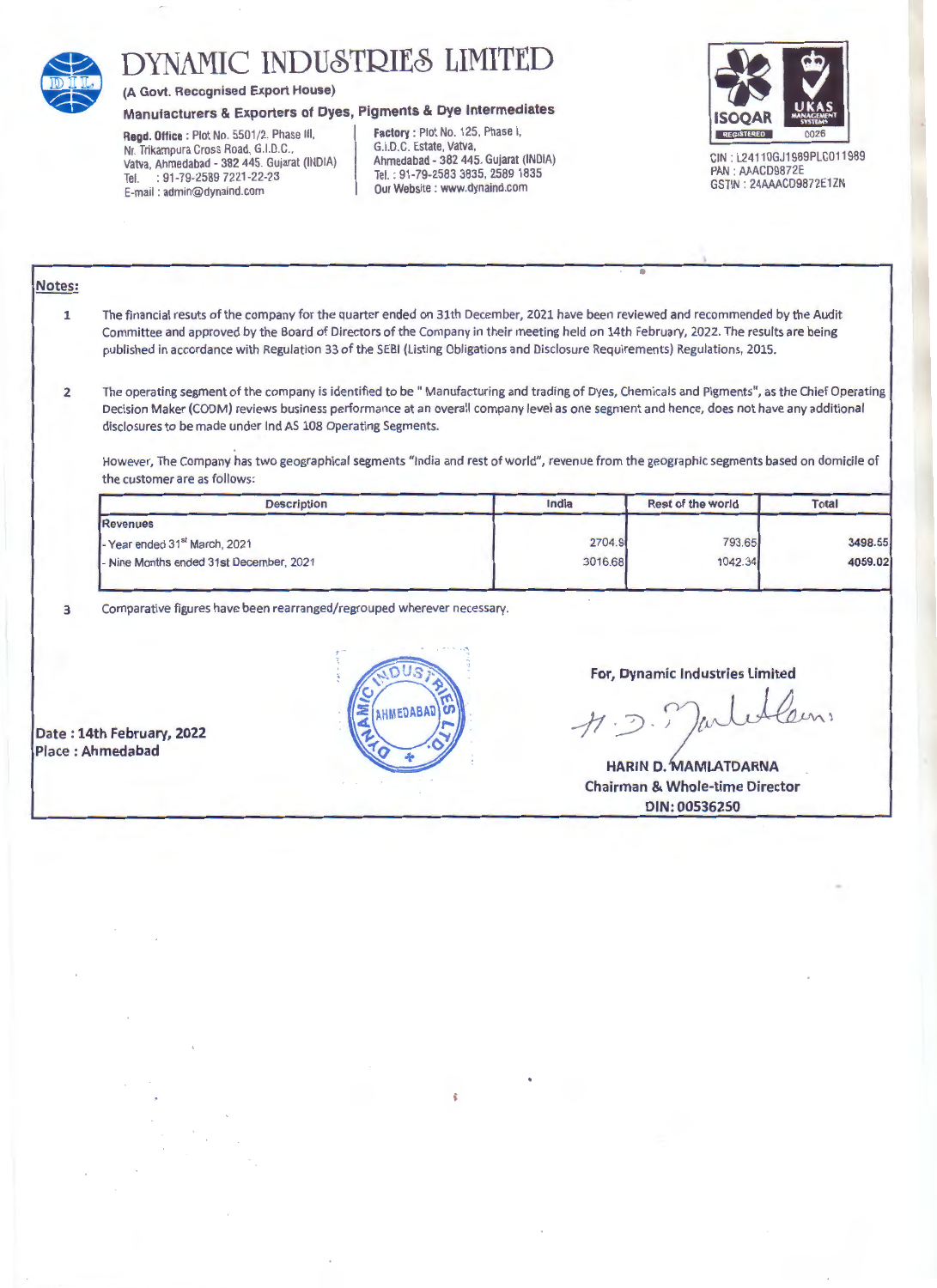# DYNAMIC INDUSTRIES LIMITED

**(A Govt. Recognised Export House)**

**Manufacturers & Exporters of Dyes, Pigments & Dye Intermediates**

**Regd. Office :** Plot No. 5501/2. Phase III, Nr. Trikampura Cross Road, G.I.D.C., Vatva, Ahmedabad - 382 445. Gujarat (INDIA)
Tel. : 91-79-2589 7221-22-23
E-mail : admin@dynaind.com

**Factory :** Plot No. 125, Phase I, G.I.D.C. Estate, Vatva, Ahmedabad - 382 445. Gujarat (INDIA)
Tel. : 91-79-2583 3835, 2589 1835
**Our Website :** www.dynaind.com

CIN : L24110GJ1989PLC011989
PAN : AAACD9872E
GSTIN : 24AAACD9872E1ZN

## Notes:

1. The financial resuts of the company for the quarter ended on 31th December, 2021 have been reviewed and recommended by the Audit Committee and approved by the Board of Directors of the Company in their meeting held on 14th February, 2022. The results are being published in accordance with Regulation 33 of the SEBI (Listing Obligations and Disclosure Requirements) Regulations, 2015.

2. The operating segment of the company is identified to be " Manufacturing and trading of Dyes, Chemicals and Pigments", as the Chief Operating Decision Maker (CODM) reviews business performance at an overall company level as one segment and hence, does not have any additional disclosures to be made under Ind AS 108 Operating Segments.

   However, The Company has two geographical segments "India and rest of world", revenue from the geographic segments based on domicile of the customer are as follows:

| Description | India | Rest of the world | Total |
|---|---|---|---|
| **Revenues** | | | |
| - Year ended 31st March, 2021 | 2704.9 | 793.65 | **3498.55** |
| - Nine Months ended 31st December, 2021 | 3016.68 | 1042.34 | **4059.02** |

3. Comparative figures have been rearranged/regrouped wherever necessary.

**Date : 14th February, 2022**
**Place : Ahmedabad**

**For, Dynamic Industries Limited**

**HARIN D. MAMLATDARNA**
**Chairman & Whole-time Director**
**DIN: 00536250**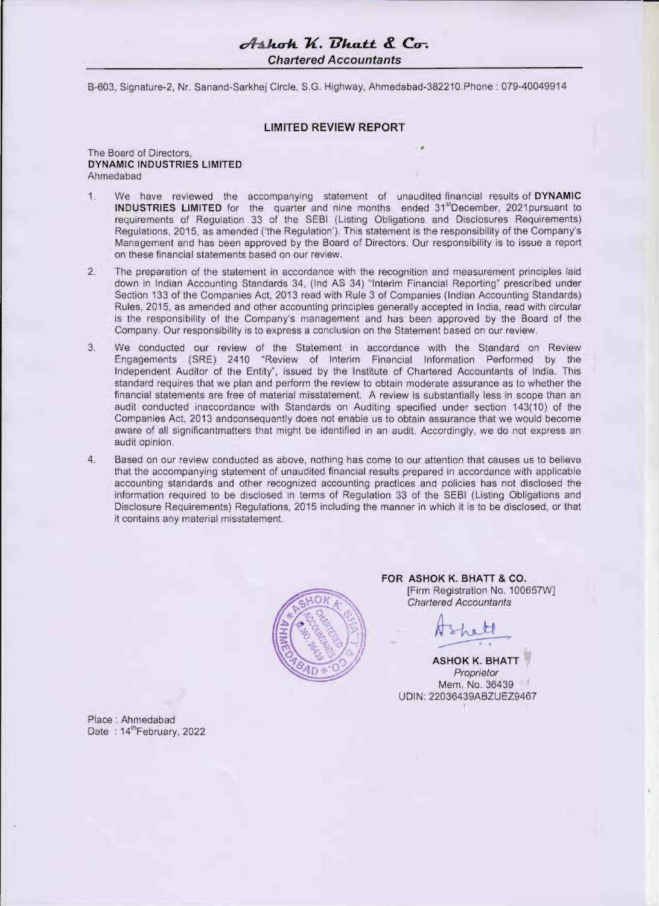# Ashok K. Bhatt & Co.

*Chartered Accountants*

B-603, Signature-2, Nr. Sanand-Sarkhej Circle, S.G. Highway, Ahmedabad-382210.Phone : 079-40049914

## LIMITED REVIEW REPORT

The Board of Directors,
**DYNAMIC INDUSTRIES LIMITED**
Ahmedabad

1. We have reviewed the accompanying statement of unaudited financial results of **DYNAMIC INDUSTRIES LIMITED** for the quarter and nine months ended 31st December, 2021pursuant to requirements of Regulation 33 of the SEBI (Listing Obligations and Disclosures Requirements) Regulations, 2015, as amended ('the Regulation'). This statement is the responsibility of the Company's Management and has been approved by the Board of Directors. Our responsibility is to issue a report on these financial statements based on our review.

2. The preparation of the statement in accordance with the recognition and measurement principles laid down in Indian Accounting Standards 34, (Ind AS 34) "Interim Financial Reporting" prescribed under Section 133 of the Companies Act, 2013 read with Rule 3 of Companies (Indian Accounting Standards) Rules, 2015, as amended and other accounting principles generally accepted in India, read with circular is the responsibility of the Company's management and has been approved by the Board of the Company. Our responsibility is to express a conclusion on the Statement based on our review.

3. We conducted our review of the Statement in accordance with the Standard on Review Engagements (SRE) 2410 "Review of Interim Financial Information Performed by the Independent Auditor of the Entity", issued by the Institute of Chartered Accountants of India. This standard requires that we plan and perform the review to obtain moderate assurance as to whether the financial statements are free of material misstatement. A review is substantially less in scope than an audit conducted inaccordance with Standards on Auditing specified under section 143(10) of the Companies Act, 2013 andconsequently does not enable us to obtain assurance that we would become aware of all significantmatters that might be identified in an audit. Accordingly, we do not express an audit opinion.

4. Based on our review conducted as above, nothing has come to our attention that causes us to believe that the accompanying statement of unaudited financial results prepared in accordance with applicable accounting standards and other recognized accounting practices and policies has not disclosed the information required to be disclosed in terms of Regulation 33 of the SEBI (Listing Obligations and Disclosure Requirements) Regulations, 2015 including the manner in which it is to be disclosed, or that it contains any material misstatement.

**FOR ASHOK K. BHATT & CO.**
[Firm Registration No. 100657W]
*Chartered Accountants*

**ASHOK K. BHATT**
*Proprietor*
Mem. No. 36439
UDIN: 22036439ABZUEZ9467

Place : Ahmedabad
Date : 14th February, 2022